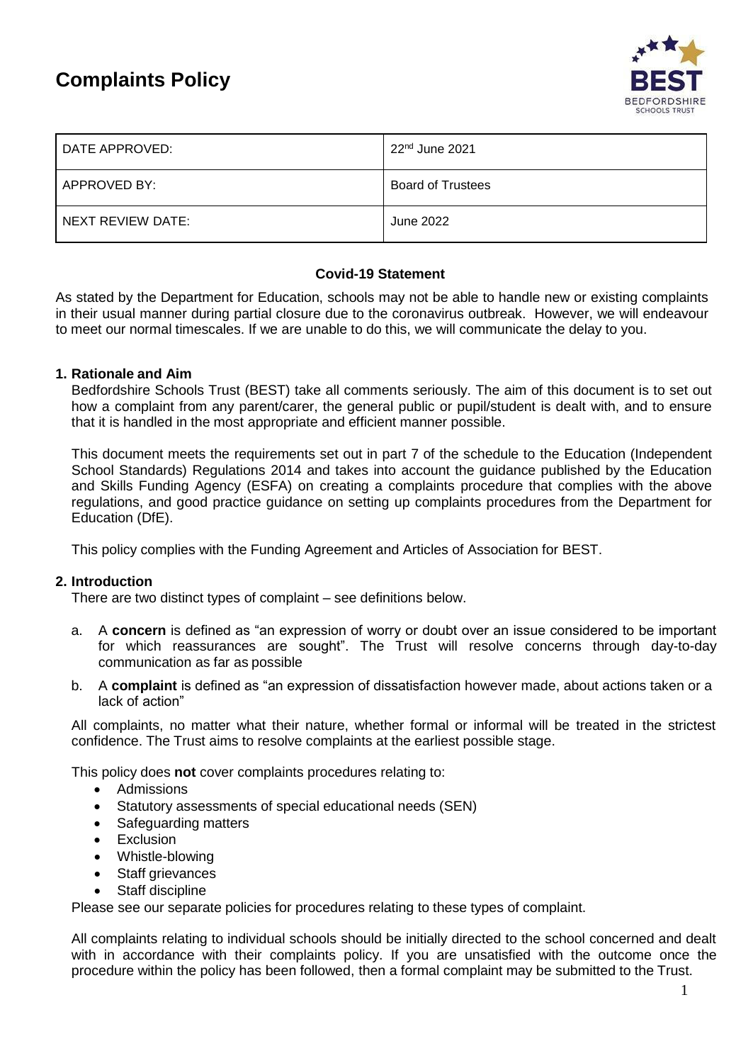# Complaints Policy

| DATE APPROVED: | 22nd June 2021 |
| --- | --- |
| APPROVED BY: | Board of Trustees |
| NEXT REVIEW DATE: | June 2022 |

**Covid-19 Statement**

As stated by the Department for Education, schools may not be able to handle new or existing complaints in their usual manner during partial closure due to the coronavirus outbreak. However, we will endeavour to meet our normal timescales. If we are unable to do this, we will communicate the delay to you.

## 1. Rationale and Aim

Bedfordshire Schools Trust (BEST) take all comments seriously. The aim of this document is to set out how a complaint from any parent/carer, the general public or pupil/student is dealt with, and to ensure that it is handled in the most appropriate and efficient manner possible.

This document meets the requirements set out in part 7 of the schedule to the Education (Independent School Standards) Regulations 2014 and takes into account the guidance published by the Education and Skills Funding Agency (ESFA) on creating a complaints procedure that complies with the above regulations, and good practice guidance on setting up complaints procedures from the Department for Education (DfE).

This policy complies with the Funding Agreement and Articles of Association for BEST.

## 2. Introduction

There are two distinct types of complaint – see definitions below.

a. A **concern** is defined as "an expression of worry or doubt over an issue considered to be important for which reassurances are sought". The Trust will resolve concerns through day-to-day communication as far as possible

b. A **complaint** is defined as "an expression of dissatisfaction however made, about actions taken or a lack of action"

All complaints, no matter what their nature, whether formal or informal will be treated in the strictest confidence. The Trust aims to resolve complaints at the earliest possible stage.

This policy does **not** cover complaints procedures relating to:

- Admissions
- Statutory assessments of special educational needs (SEN)
- Safeguarding matters
- Exclusion
- Whistle-blowing
- Staff grievances
- Staff discipline

Please see our separate policies for procedures relating to these types of complaint.

All complaints relating to individual schools should be initially directed to the school concerned and dealt with in accordance with their complaints policy. If you are unsatisfied with the outcome once the procedure within the policy has been followed, then a formal complaint may be submitted to the Trust.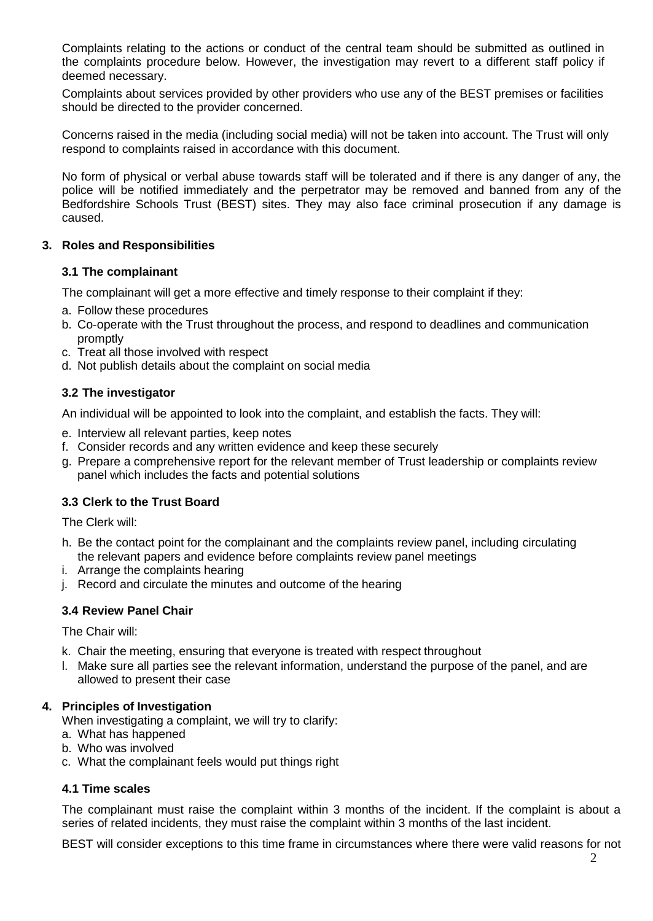Complaints relating to the actions or conduct of the central team should be submitted as outlined in the complaints procedure below. However, the investigation may revert to a different staff policy if deemed necessary.

Complaints about services provided by other providers who use any of the BEST premises or facilities should be directed to the provider concerned.

Concerns raised in the media (including social media) will not be taken into account. The Trust will only respond to complaints raised in accordance with this document.

No form of physical or verbal abuse towards staff will be tolerated and if there is any danger of any, the police will be notified immediately and the perpetrator may be removed and banned from any of the Bedfordshire Schools Trust (BEST) sites. They may also face criminal prosecution if any damage is caused.

## 3. Roles and Responsibilities

### 3.1 The complainant

The complainant will get a more effective and timely response to their complaint if they:

a. Follow these procedures
b. Co-operate with the Trust throughout the process, and respond to deadlines and communication promptly
c. Treat all those involved with respect
d. Not publish details about the complaint on social media

### 3.2 The investigator

An individual will be appointed to look into the complaint, and establish the facts. They will:

e. Interview all relevant parties, keep notes
f. Consider records and any written evidence and keep these securely
g. Prepare a comprehensive report for the relevant member of Trust leadership or complaints review panel which includes the facts and potential solutions

### 3.3 Clerk to the Trust Board

The Clerk will:

h. Be the contact point for the complainant and the complaints review panel, including circulating the relevant papers and evidence before complaints review panel meetings
i. Arrange the complaints hearing
j. Record and circulate the minutes and outcome of the hearing

### 3.4 Review Panel Chair

The Chair will:

k. Chair the meeting, ensuring that everyone is treated with respect throughout
l. Make sure all parties see the relevant information, understand the purpose of the panel, and are allowed to present their case

## 4. Principles of Investigation

When investigating a complaint, we will try to clarify:

a. What has happened
b. Who was involved
c. What the complainant feels would put things right

### 4.1 Time scales

The complainant must raise the complaint within 3 months of the incident. If the complaint is about a series of related incidents, they must raise the complaint within 3 months of the last incident.

BEST will consider exceptions to this time frame in circumstances where there were valid reasons for not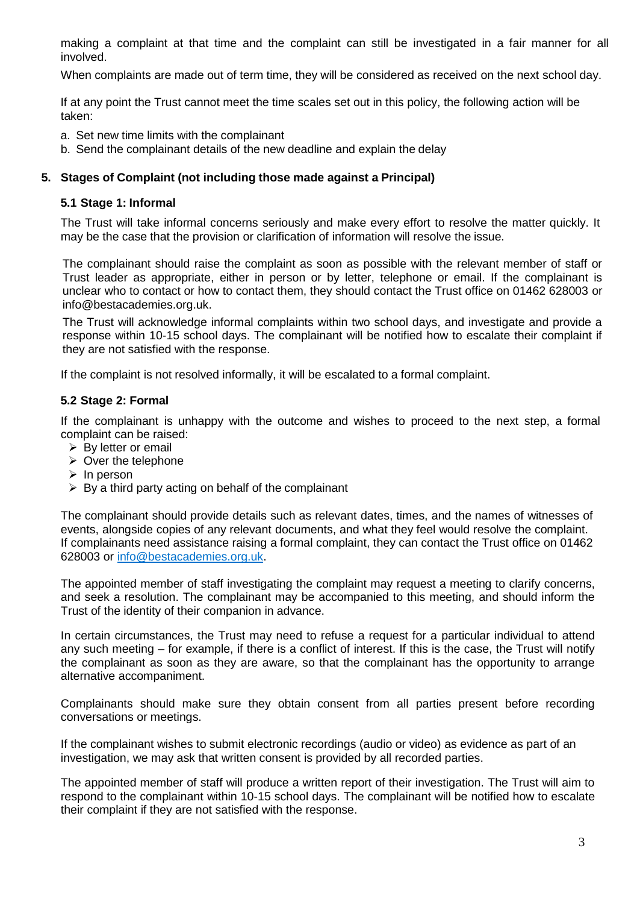making a complaint at that time and the complaint can still be investigated in a fair manner for all involved.

When complaints are made out of term time, they will be considered as received on the next school day.

If at any point the Trust cannot meet the time scales set out in this policy, the following action will be taken:

a. Set new time limits with the complainant
b. Send the complainant details of the new deadline and explain the delay

## 5. Stages of Complaint (not including those made against a Principal)

### 5.1 Stage 1: Informal

The Trust will take informal concerns seriously and make every effort to resolve the matter quickly. It may be the case that the provision or clarification of information will resolve the issue.

The complainant should raise the complaint as soon as possible with the relevant member of staff or Trust leader as appropriate, either in person or by letter, telephone or email. If the complainant is unclear who to contact or how to contact them, they should contact the Trust office on 01462 628003 or info@bestacademies.org.uk.

The Trust will acknowledge informal complaints within two school days, and investigate and provide a response within 10-15 school days. The complainant will be notified how to escalate their complaint if they are not satisfied with the response.

If the complaint is not resolved informally, it will be escalated to a formal complaint.

### 5.2 Stage 2: Formal

If the complainant is unhappy with the outcome and wishes to proceed to the next step, a formal complaint can be raised:

- By letter or email
- Over the telephone
- In person
- By a third party acting on behalf of the complainant

The complainant should provide details such as relevant dates, times, and the names of witnesses of events, alongside copies of any relevant documents, and what they feel would resolve the complaint. If complainants need assistance raising a formal complaint, they can contact the Trust office on 01462 628003 or [info@bestacademies.org.uk](mailto:info@bestacademies.org.uk).

The appointed member of staff investigating the complaint may request a meeting to clarify concerns, and seek a resolution. The complainant may be accompanied to this meeting, and should inform the Trust of the identity of their companion in advance.

In certain circumstances, the Trust may need to refuse a request for a particular individual to attend any such meeting – for example, if there is a conflict of interest. If this is the case, the Trust will notify the complainant as soon as they are aware, so that the complainant has the opportunity to arrange alternative accompaniment.

Complainants should make sure they obtain consent from all parties present before recording conversations or meetings.

If the complainant wishes to submit electronic recordings (audio or video) as evidence as part of an investigation, we may ask that written consent is provided by all recorded parties.

The appointed member of staff will produce a written report of their investigation. The Trust will aim to respond to the complainant within 10-15 school days. The complainant will be notified how to escalate their complaint if they are not satisfied with the response.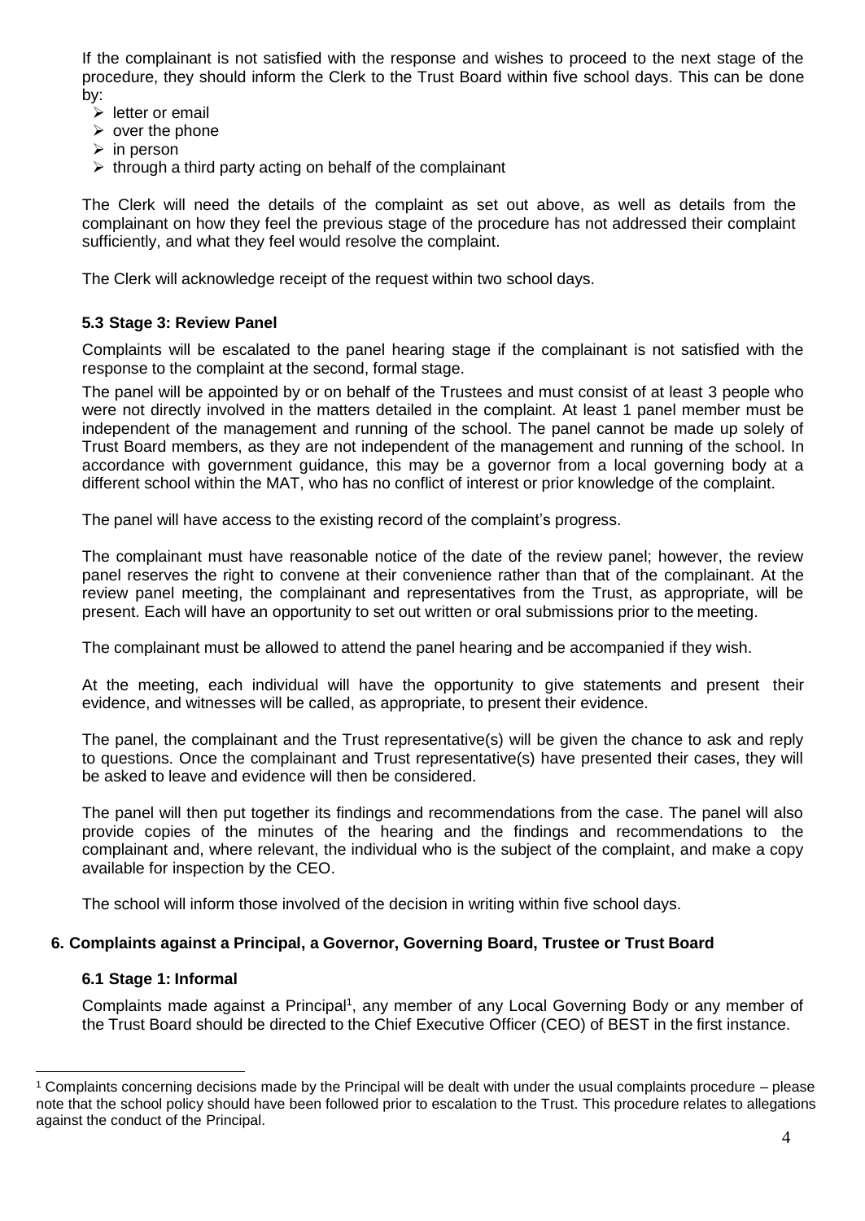If the complainant is not satisfied with the response and wishes to proceed to the next stage of the procedure, they should inform the Clerk to the Trust Board within five school days. This can be done by:

- letter or email
- over the phone
- in person
- through a third party acting on behalf of the complainant

The Clerk will need the details of the complaint as set out above, as well as details from the complainant on how they feel the previous stage of the procedure has not addressed their complaint sufficiently, and what they feel would resolve the complaint.

The Clerk will acknowledge receipt of the request within two school days.

### 5.3 Stage 3: Review Panel

Complaints will be escalated to the panel hearing stage if the complainant is not satisfied with the response to the complaint at the second, formal stage.

The panel will be appointed by or on behalf of the Trustees and must consist of at least 3 people who were not directly involved in the matters detailed in the complaint. At least 1 panel member must be independent of the management and running of the school. The panel cannot be made up solely of Trust Board members, as they are not independent of the management and running of the school. In accordance with government guidance, this may be a governor from a local governing body at a different school within the MAT, who has no conflict of interest or prior knowledge of the complaint.

The panel will have access to the existing record of the complaint's progress.

The complainant must have reasonable notice of the date of the review panel; however, the review panel reserves the right to convene at their convenience rather than that of the complainant. At the review panel meeting, the complainant and representatives from the Trust, as appropriate, will be present. Each will have an opportunity to set out written or oral submissions prior to the meeting.

The complainant must be allowed to attend the panel hearing and be accompanied if they wish.

At the meeting, each individual will have the opportunity to give statements and present their evidence, and witnesses will be called, as appropriate, to present their evidence.

The panel, the complainant and the Trust representative(s) will be given the chance to ask and reply to questions. Once the complainant and Trust representative(s) have presented their cases, they will be asked to leave and evidence will then be considered.

The panel will then put together its findings and recommendations from the case. The panel will also provide copies of the minutes of the hearing and the findings and recommendations to the complainant and, where relevant, the individual who is the subject of the complaint, and make a copy available for inspection by the CEO.

The school will inform those involved of the decision in writing within five school days.

## 6. Complaints against a Principal, a Governor, Governing Board, Trustee or Trust Board

### 6.1 Stage 1: Informal

Complaints made against a Principal[1], any member of any Local Governing Body or any member of the Trust Board should be directed to the Chief Executive Officer (CEO) of BEST in the first instance.

[1] Complaints concerning decisions made by the Principal will be dealt with under the usual complaints procedure – please note that the school policy should have been followed prior to escalation to the Trust. This procedure relates to allegations against the conduct of the Principal.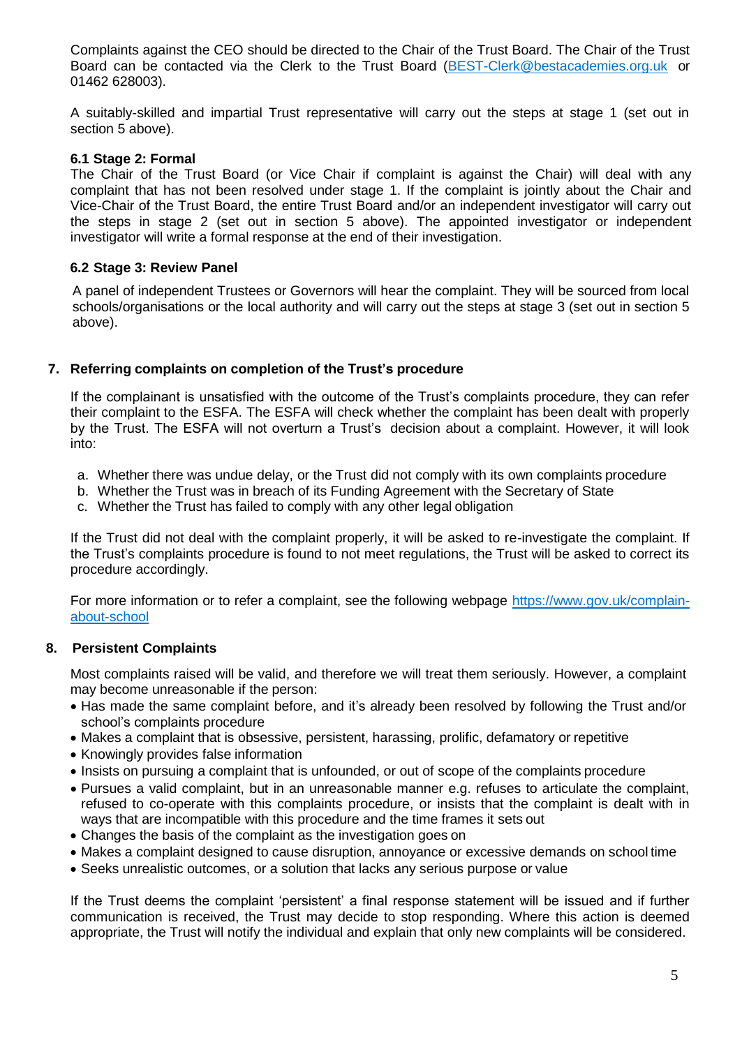Complaints against the CEO should be directed to the Chair of the Trust Board. The Chair of the Trust Board can be contacted via the Clerk to the Trust Board (BEST-Clerk@bestacademies.org.uk or 01462 628003).

A suitably-skilled and impartial Trust representative will carry out the steps at stage 1 (set out in section 5 above).

### 6.1 Stage 2: Formal

The Chair of the Trust Board (or Vice Chair if complaint is against the Chair) will deal with any complaint that has not been resolved under stage 1. If the complaint is jointly about the Chair and Vice-Chair of the Trust Board, the entire Trust Board and/or an independent investigator will carry out the steps in stage 2 (set out in section 5 above). The appointed investigator or independent investigator will write a formal response at the end of their investigation.

### 6.2 Stage 3: Review Panel

A panel of independent Trustees or Governors will hear the complaint. They will be sourced from local schools/organisations or the local authority and will carry out the steps at stage 3 (set out in section 5 above).

## 7. Referring complaints on completion of the Trust's procedure

If the complainant is unsatisfied with the outcome of the Trust's complaints procedure, they can refer their complaint to the ESFA. The ESFA will check whether the complaint has been dealt with properly by the Trust. The ESFA will not overturn a Trust's decision about a complaint. However, it will look into:

a. Whether there was undue delay, or the Trust did not comply with its own complaints procedure
b. Whether the Trust was in breach of its Funding Agreement with the Secretary of State
c. Whether the Trust has failed to comply with any other legal obligation

If the Trust did not deal with the complaint properly, it will be asked to re-investigate the complaint. If the Trust's complaints procedure is found to not meet regulations, the Trust will be asked to correct its procedure accordingly.

For more information or to refer a complaint, see the following webpage https://www.gov.uk/complain-about-school

## 8. Persistent Complaints

Most complaints raised will be valid, and therefore we will treat them seriously. However, a complaint may become unreasonable if the person:

- Has made the same complaint before, and it's already been resolved by following the Trust and/or school's complaints procedure
- Makes a complaint that is obsessive, persistent, harassing, prolific, defamatory or repetitive
- Knowingly provides false information
- Insists on pursuing a complaint that is unfounded, or out of scope of the complaints procedure
- Pursues a valid complaint, but in an unreasonable manner e.g. refuses to articulate the complaint, refused to co-operate with this complaints procedure, or insists that the complaint is dealt with in ways that are incompatible with this procedure and the time frames it sets out
- Changes the basis of the complaint as the investigation goes on
- Makes a complaint designed to cause disruption, annoyance or excessive demands on school time
- Seeks unrealistic outcomes, or a solution that lacks any serious purpose or value

If the Trust deems the complaint 'persistent' a final response statement will be issued and if further communication is received, the Trust may decide to stop responding. Where this action is deemed appropriate, the Trust will notify the individual and explain that only new complaints will be considered.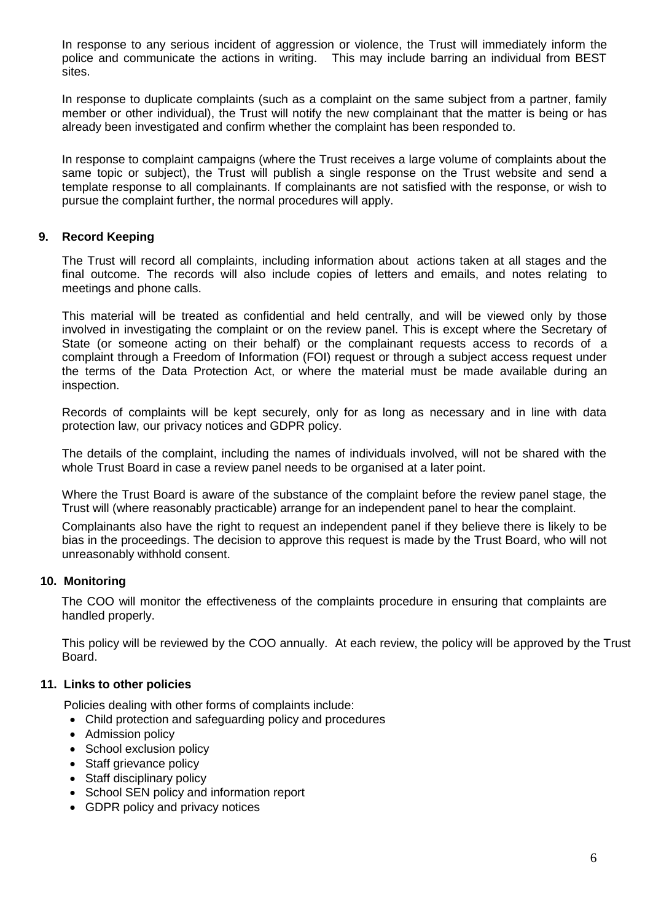In response to any serious incident of aggression or violence, the Trust will immediately inform the police and communicate the actions in writing. This may include barring an individual from BEST sites.

In response to duplicate complaints (such as a complaint on the same subject from a partner, family member or other individual), the Trust will notify the new complainant that the matter is being or has already been investigated and confirm whether the complaint has been responded to.

In response to complaint campaigns (where the Trust receives a large volume of complaints about the same topic or subject), the Trust will publish a single response on the Trust website and send a template response to all complainants. If complainants are not satisfied with the response, or wish to pursue the complaint further, the normal procedures will apply.

## 9. Record Keeping

The Trust will record all complaints, including information about actions taken at all stages and the final outcome. The records will also include copies of letters and emails, and notes relating to meetings and phone calls.

This material will be treated as confidential and held centrally, and will be viewed only by those involved in investigating the complaint or on the review panel. This is except where the Secretary of State (or someone acting on their behalf) or the complainant requests access to records of a complaint through a Freedom of Information (FOI) request or through a subject access request under the terms of the Data Protection Act, or where the material must be made available during an inspection.

Records of complaints will be kept securely, only for as long as necessary and in line with data protection law, our privacy notices and GDPR policy.

The details of the complaint, including the names of individuals involved, will not be shared with the whole Trust Board in case a review panel needs to be organised at a later point.

Where the Trust Board is aware of the substance of the complaint before the review panel stage, the Trust will (where reasonably practicable) arrange for an independent panel to hear the complaint.

Complainants also have the right to request an independent panel if they believe there is likely to be bias in the proceedings. The decision to approve this request is made by the Trust Board, who will not unreasonably withhold consent.

## 10. Monitoring

The COO will monitor the effectiveness of the complaints procedure in ensuring that complaints are handled properly.

This policy will be reviewed by the COO annually. At each review, the policy will be approved by the Trust Board.

## 11. Links to other policies

Policies dealing with other forms of complaints include:

- Child protection and safeguarding policy and procedures
- Admission policy
- School exclusion policy
- Staff grievance policy
- Staff disciplinary policy
- School SEN policy and information report
- GDPR policy and privacy notices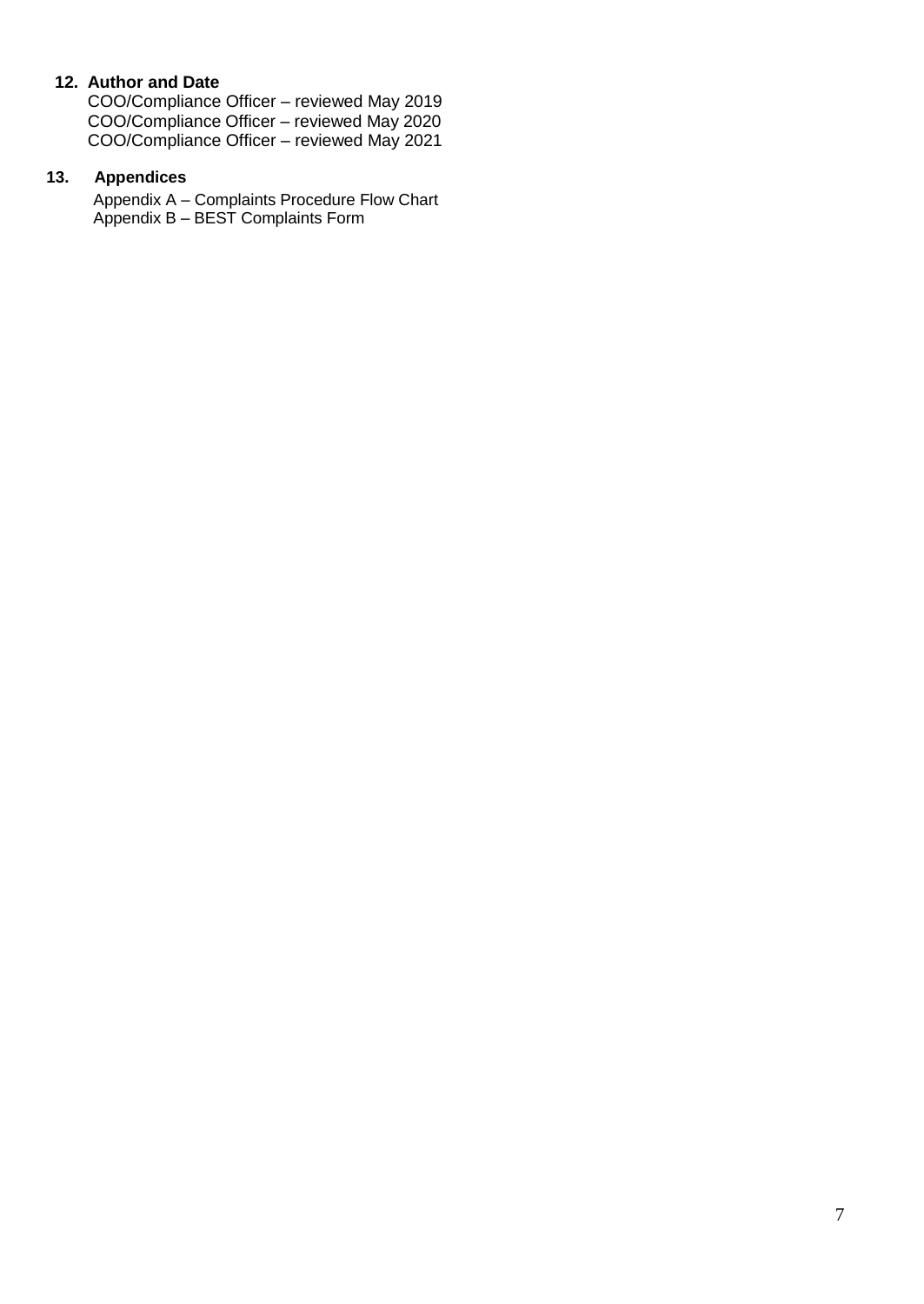## 12. Author and Date

COO/Compliance Officer – reviewed May 2019
COO/Compliance Officer – reviewed May 2020
COO/Compliance Officer – reviewed May 2021

## 13. Appendices

Appendix A – Complaints Procedure Flow Chart
Appendix B – BEST Complaints Form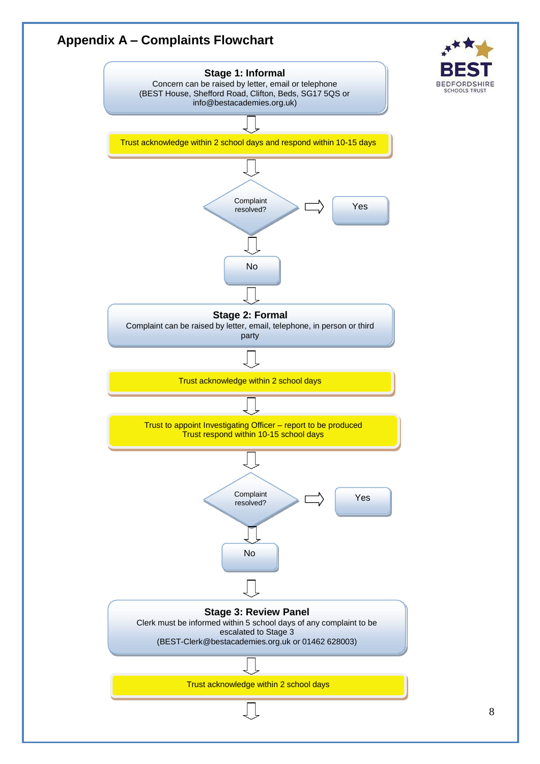## Appendix A – Complaints Flowchart

**Stage 1: Informal**
Concern can be raised by letter, email or telephone
(BEST House, Shefford Road, Clifton, Beds, SG17 5QS or info@bestacademies.org.uk)

↓

Trust acknowledge within 2 school days and respond within 10-15 days

↓

Complaint resolved? → Yes

↓

No

↓

**Stage 2: Formal**
Complaint can be raised by letter, email, telephone, in person or third party

↓

Trust acknowledge within 2 school days

↓

Trust to appoint Investigating Officer – report to be produced
Trust respond within 10-15 school days

↓

Complaint resolved? → Yes

↓

No

↓

**Stage 3: Review Panel**
Clerk must be informed within 5 school days of any complaint to be escalated to Stage 3
(BEST-Clerk@bestacademies.org.uk or 01462 628003)

↓

Trust acknowledge within 2 school days

↓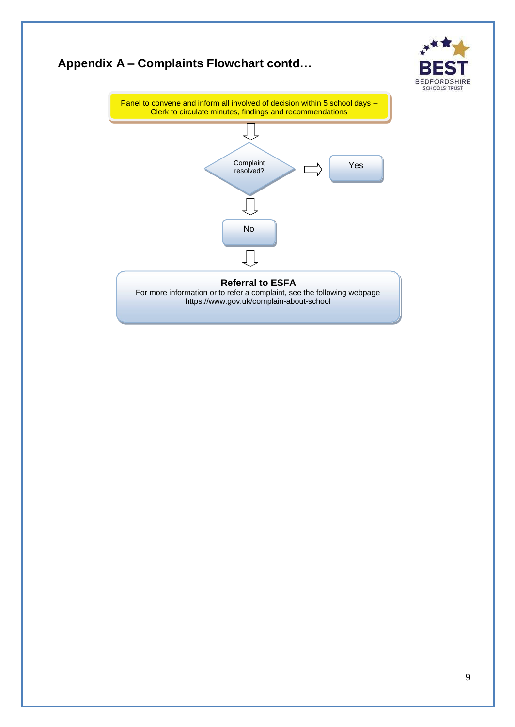## Appendix A – Complaints Flowchart contd…

Panel to convene and inform all involved of decision within 5 school days – Clerk to circulate minutes, findings and recommendations

⇩

Complaint resolved? ⇨ Yes

⇩

No

⇩

**Referral to ESFA**

For more information or to refer a complaint, see the following webpage https://www.gov.uk/complain-about-school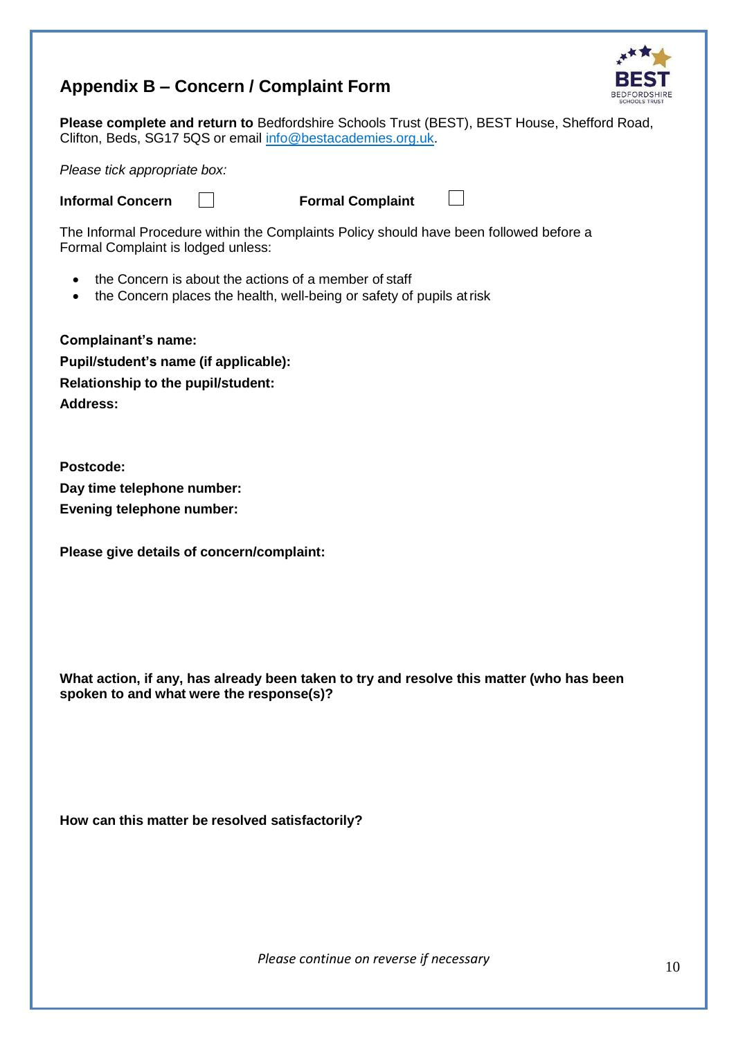## Appendix B – Concern / Complaint Form

**Please complete and return to** Bedfordshire Schools Trust (BEST), BEST House, Shefford Road, Clifton, Beds, SG17 5QS or email info@bestacademies.org.uk.

*Please tick appropriate box:*

**Informal Concern** ☐ **Formal Complaint** ☐

The Informal Procedure within the Complaints Policy should have been followed before a Formal Complaint is lodged unless:

- the Concern is about the actions of a member of staff
- the Concern places the health, well-being or safety of pupils at risk

**Complainant's name:**

**Pupil/student's name (if applicable):**

**Relationship to the pupil/student:**

**Address:**

**Postcode:**

**Day time telephone number:**

**Evening telephone number:**

**Please give details of concern/complaint:**

**What action, if any, has already been taken to try and resolve this matter (who has been spoken to and what were the response(s)?**

**How can this matter be resolved satisfactorily?**

*Please continue on reverse if necessary*